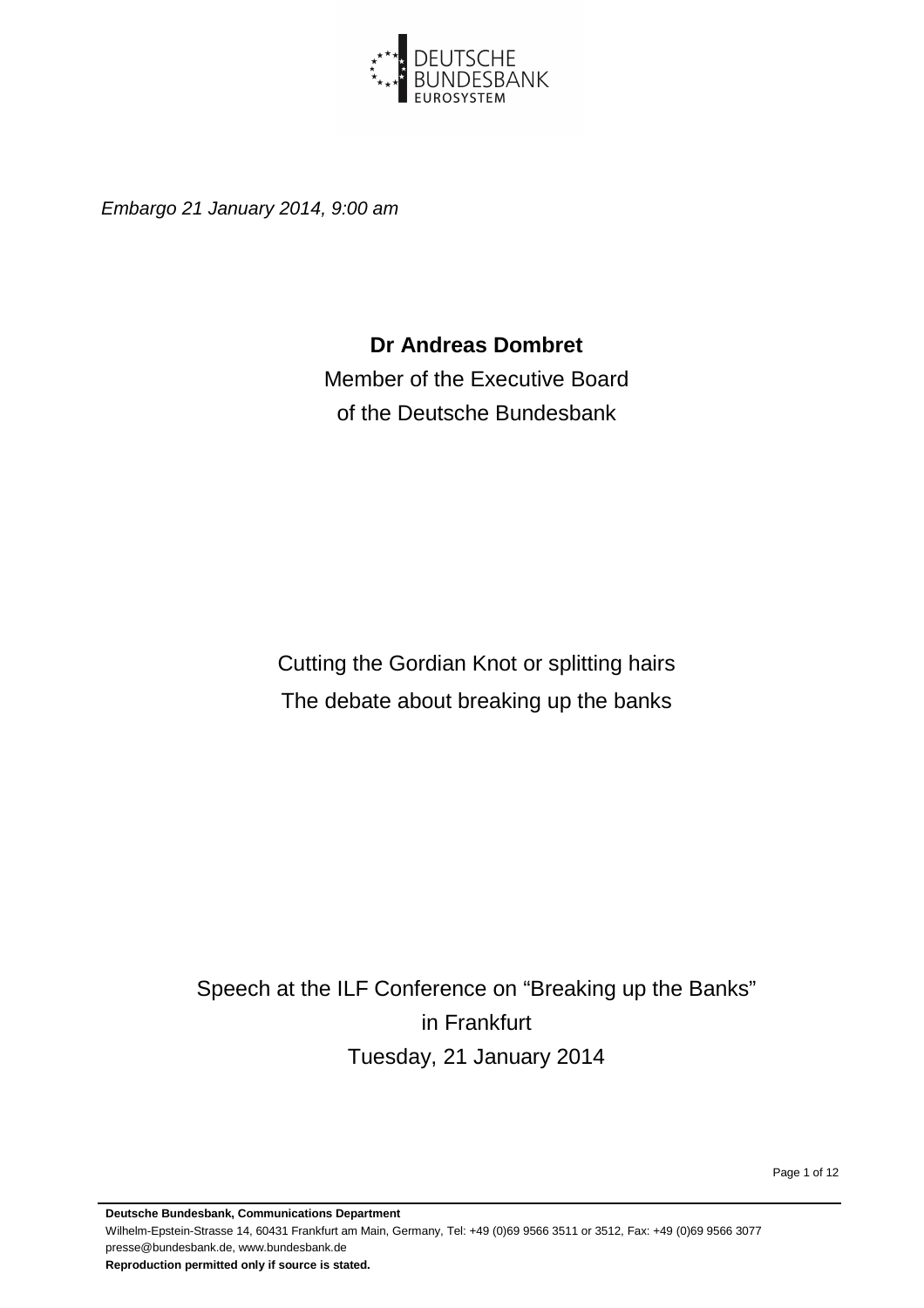DEUTSCHE BUNDESBANK
EUROSYSTEM

*Embargo 21 January 2014, 9:00 am*

**Dr Andreas Dombret**
Member of the Executive Board
of the Deutsche Bundesbank

# Cutting the Gordian Knot or splitting hairs
## The debate about breaking up the banks

Speech at the ILF Conference on "Breaking up the Banks"
in Frankfurt
Tuesday, 21 January 2014

**Deutsche Bundesbank, Communications Department**
Wilhelm-Epstein-Strasse 14, 60431 Frankfurt am Main, Germany, Tel: +49 (0)69 9566 3511 or 3512, Fax: +49 (0)69 9566 3077
presse@bundesbank.de, www.bundesbank.de
**Reproduction permitted only if source is stated.**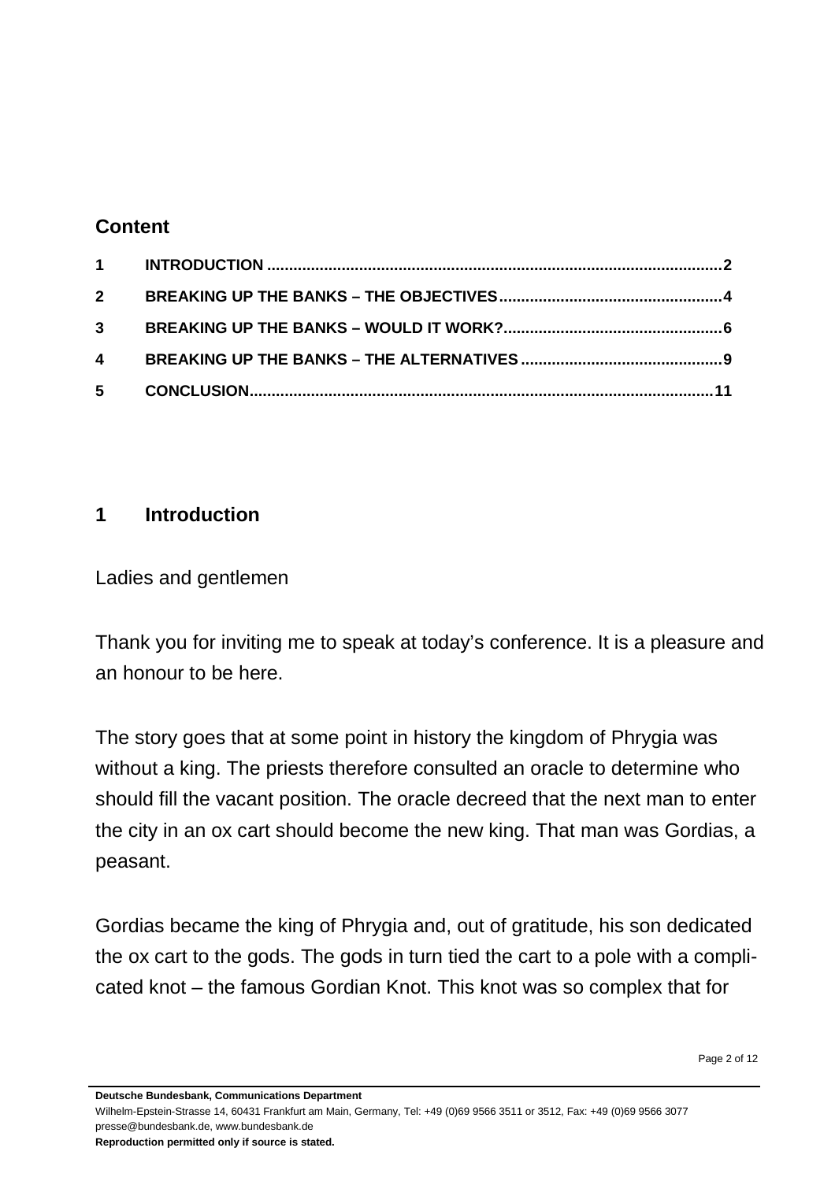## Content

| | | |
|---|---|---|
| 1 | INTRODUCTION | 2 |
| 2 | BREAKING UP THE BANKS – THE OBJECTIVES | 4 |
| 3 | BREAKING UP THE BANKS – WOULD IT WORK? | 6 |
| 4 | BREAKING UP THE BANKS – THE ALTERNATIVES | 9 |
| 5 | CONCLUSION | 11 |

## 1 Introduction

Ladies and gentlemen

Thank you for inviting me to speak at today's conference. It is a pleasure and an honour to be here.

The story goes that at some point in history the kingdom of Phrygia was without a king. The priests therefore consulted an oracle to determine who should fill the vacant position. The oracle decreed that the next man to enter the city in an ox cart should become the new king. That man was Gordias, a peasant.

Gordias became the king of Phrygia and, out of gratitude, his son dedicated the ox cart to the gods. The gods in turn tied the cart to a pole with a complicated knot – the famous Gordian Knot. This knot was so complex that for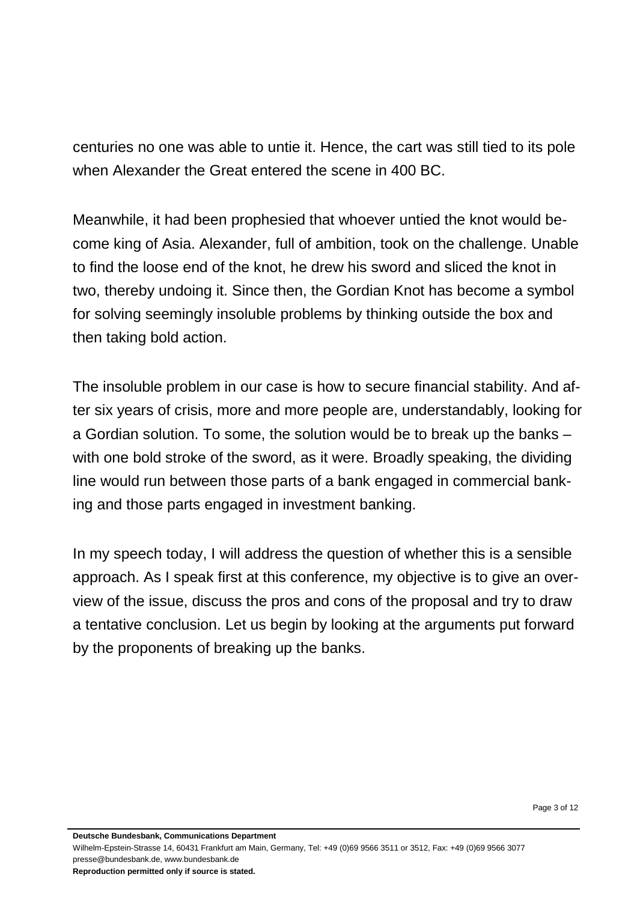centuries no one was able to untie it. Hence, the cart was still tied to its pole when Alexander the Great entered the scene in 400 BC.

Meanwhile, it had been prophesied that whoever untied the knot would become king of Asia. Alexander, full of ambition, took on the challenge. Unable to find the loose end of the knot, he drew his sword and sliced the knot in two, thereby undoing it. Since then, the Gordian Knot has become a symbol for solving seemingly insoluble problems by thinking outside the box and then taking bold action.

The insoluble problem in our case is how to secure financial stability. And after six years of crisis, more and more people are, understandably, looking for a Gordian solution. To some, the solution would be to break up the banks – with one bold stroke of the sword, as it were. Broadly speaking, the dividing line would run between those parts of a bank engaged in commercial banking and those parts engaged in investment banking.

In my speech today, I will address the question of whether this is a sensible approach. As I speak first at this conference, my objective is to give an overview of the issue, discuss the pros and cons of the proposal and try to draw a tentative conclusion. Let us begin by looking at the arguments put forward by the proponents of breaking up the banks.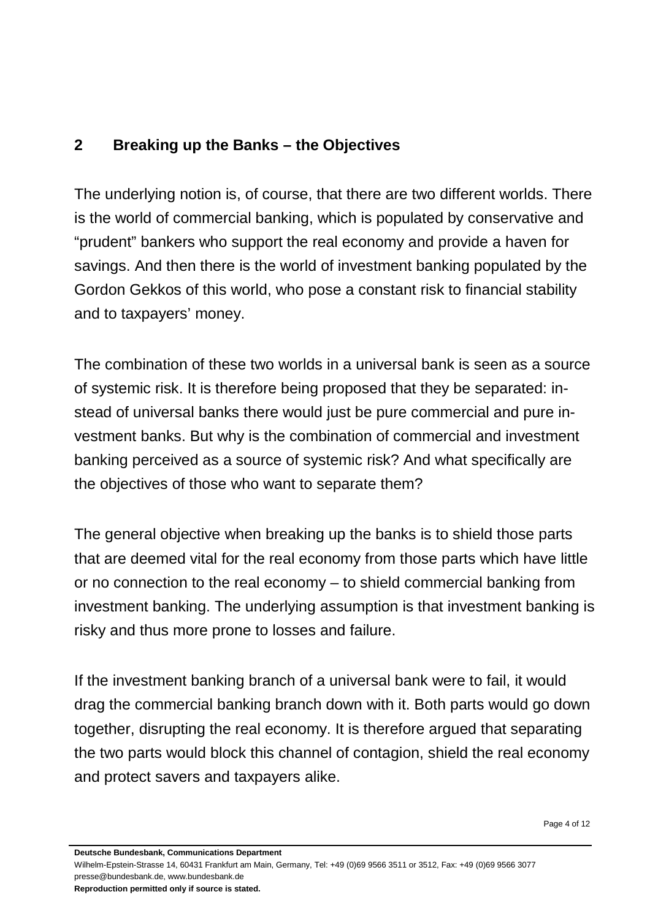## 2 Breaking up the Banks – the Objectives

The underlying notion is, of course, that there are two different worlds. There is the world of commercial banking, which is populated by conservative and "prudent" bankers who support the real economy and provide a haven for savings. And then there is the world of investment banking populated by the Gordon Gekkos of this world, who pose a constant risk to financial stability and to taxpayers' money.

The combination of these two worlds in a universal bank is seen as a source of systemic risk. It is therefore being proposed that they be separated: instead of universal banks there would just be pure commercial and pure investment banks. But why is the combination of commercial and investment banking perceived as a source of systemic risk? And what specifically are the objectives of those who want to separate them?

The general objective when breaking up the banks is to shield those parts that are deemed vital for the real economy from those parts which have little or no connection to the real economy – to shield commercial banking from investment banking. The underlying assumption is that investment banking is risky and thus more prone to losses and failure.

If the investment banking branch of a universal bank were to fail, it would drag the commercial banking branch down with it. Both parts would go down together, disrupting the real economy. It is therefore argued that separating the two parts would block this channel of contagion, shield the real economy and protect savers and taxpayers alike.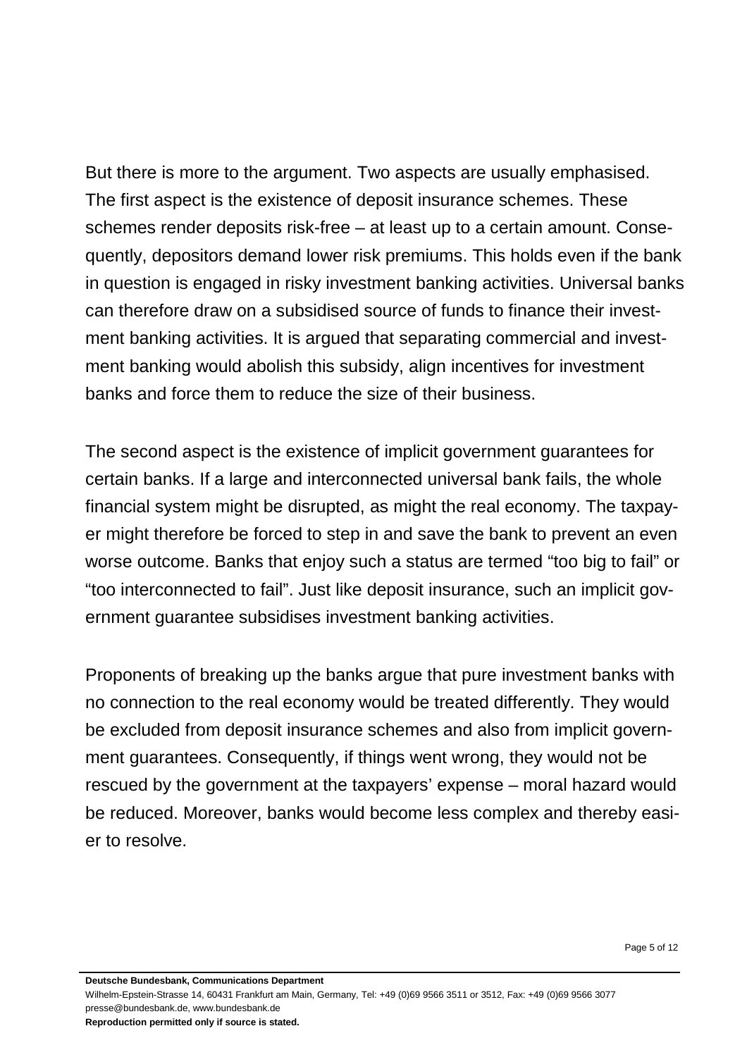But there is more to the argument. Two aspects are usually emphasised. The first aspect is the existence of deposit insurance schemes. These schemes render deposits risk-free – at least up to a certain amount. Consequently, depositors demand lower risk premiums. This holds even if the bank in question is engaged in risky investment banking activities. Universal banks can therefore draw on a subsidised source of funds to finance their investment banking activities. It is argued that separating commercial and investment banking would abolish this subsidy, align incentives for investment banks and force them to reduce the size of their business.

The second aspect is the existence of implicit government guarantees for certain banks. If a large and interconnected universal bank fails, the whole financial system might be disrupted, as might the real economy. The taxpayer might therefore be forced to step in and save the bank to prevent an even worse outcome. Banks that enjoy such a status are termed "too big to fail" or "too interconnected to fail". Just like deposit insurance, such an implicit government guarantee subsidises investment banking activities.

Proponents of breaking up the banks argue that pure investment banks with no connection to the real economy would be treated differently. They would be excluded from deposit insurance schemes and also from implicit government guarantees. Consequently, if things went wrong, they would not be rescued by the government at the taxpayers' expense – moral hazard would be reduced. Moreover, banks would become less complex and thereby easier to resolve.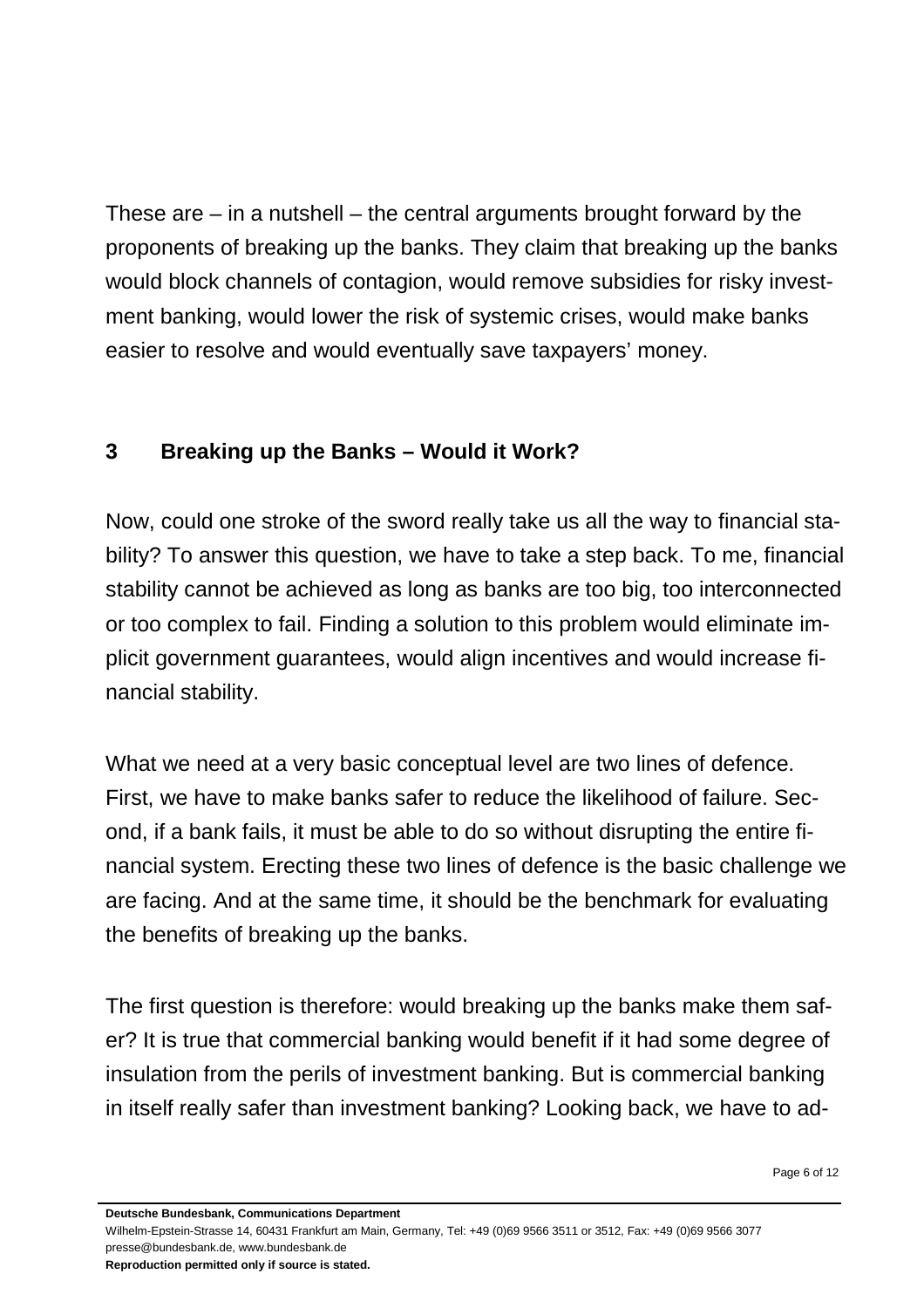These are – in a nutshell – the central arguments brought forward by the proponents of breaking up the banks. They claim that breaking up the banks would block channels of contagion, would remove subsidies for risky investment banking, would lower the risk of systemic crises, would make banks easier to resolve and would eventually save taxpayers' money.

## 3 Breaking up the Banks – Would it Work?

Now, could one stroke of the sword really take us all the way to financial stability? To answer this question, we have to take a step back. To me, financial stability cannot be achieved as long as banks are too big, too interconnected or too complex to fail. Finding a solution to this problem would eliminate implicit government guarantees, would align incentives and would increase financial stability.

What we need at a very basic conceptual level are two lines of defence. First, we have to make banks safer to reduce the likelihood of failure. Second, if a bank fails, it must be able to do so without disrupting the entire financial system. Erecting these two lines of defence is the basic challenge we are facing. And at the same time, it should be the benchmark for evaluating the benefits of breaking up the banks.

The first question is therefore: would breaking up the banks make them safer? It is true that commercial banking would benefit if it had some degree of insulation from the perils of investment banking. But is commercial banking in itself really safer than investment banking? Looking back, we have to ad-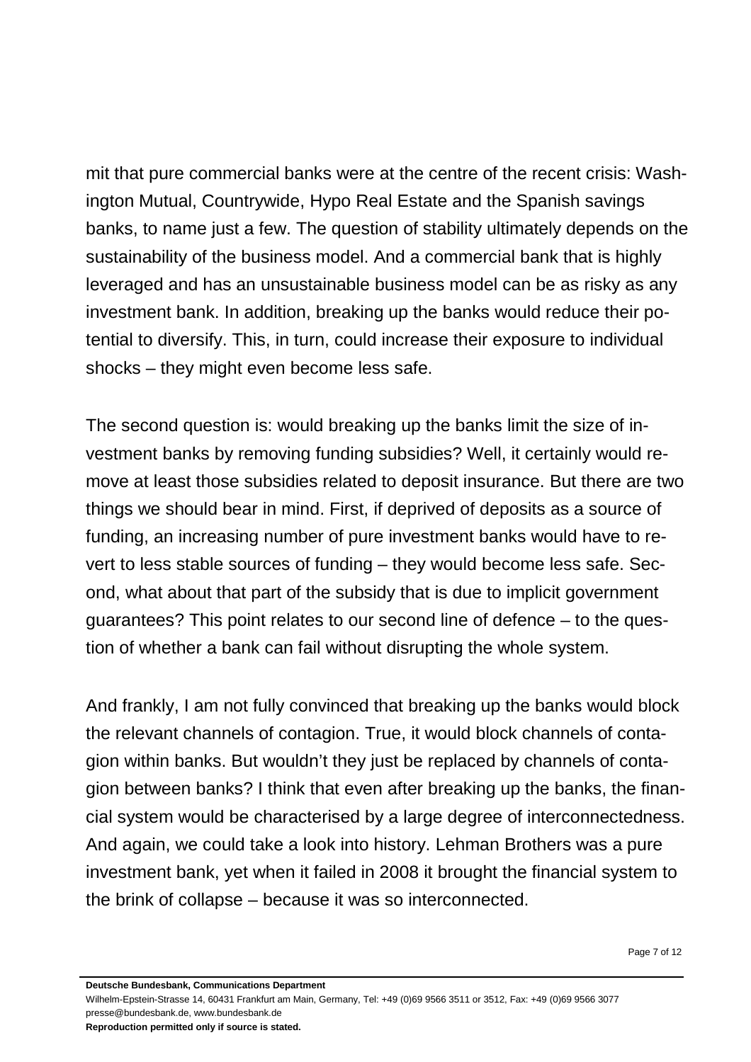mit that pure commercial banks were at the centre of the recent crisis: Washington Mutual, Countrywide, Hypo Real Estate and the Spanish savings banks, to name just a few. The question of stability ultimately depends on the sustainability of the business model. And a commercial bank that is highly leveraged and has an unsustainable business model can be as risky as any investment bank. In addition, breaking up the banks would reduce their potential to diversify. This, in turn, could increase their exposure to individual shocks – they might even become less safe.

The second question is: would breaking up the banks limit the size of investment banks by removing funding subsidies? Well, it certainly would remove at least those subsidies related to deposit insurance. But there are two things we should bear in mind. First, if deprived of deposits as a source of funding, an increasing number of pure investment banks would have to revert to less stable sources of funding – they would become less safe. Second, what about that part of the subsidy that is due to implicit government guarantees? This point relates to our second line of defence – to the question of whether a bank can fail without disrupting the whole system.

And frankly, I am not fully convinced that breaking up the banks would block the relevant channels of contagion. True, it would block channels of contagion within banks. But wouldn't they just be replaced by channels of contagion between banks? I think that even after breaking up the banks, the financial system would be characterised by a large degree of interconnectedness. And again, we could take a look into history. Lehman Brothers was a pure investment bank, yet when it failed in 2008 it brought the financial system to the brink of collapse – because it was so interconnected.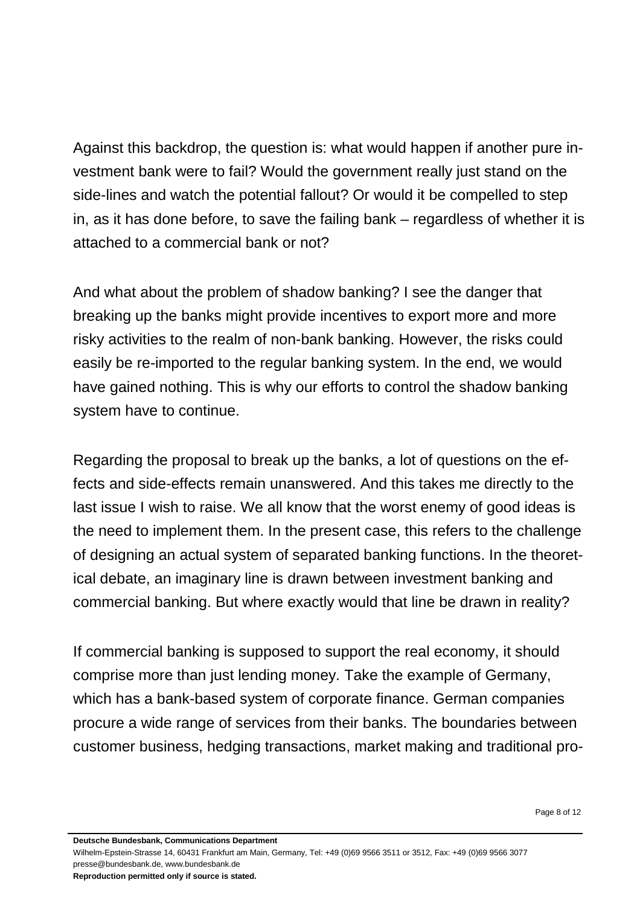Against this backdrop, the question is: what would happen if another pure investment bank were to fail? Would the government really just stand on the side-lines and watch the potential fallout? Or would it be compelled to step in, as it has done before, to save the failing bank – regardless of whether it is attached to a commercial bank or not?

And what about the problem of shadow banking? I see the danger that breaking up the banks might provide incentives to export more and more risky activities to the realm of non-bank banking. However, the risks could easily be re-imported to the regular banking system. In the end, we would have gained nothing. This is why our efforts to control the shadow banking system have to continue.

Regarding the proposal to break up the banks, a lot of questions on the effects and side-effects remain unanswered. And this takes me directly to the last issue I wish to raise. We all know that the worst enemy of good ideas is the need to implement them. In the present case, this refers to the challenge of designing an actual system of separated banking functions. In the theoretical debate, an imaginary line is drawn between investment banking and commercial banking. But where exactly would that line be drawn in reality?

If commercial banking is supposed to support the real economy, it should comprise more than just lending money. Take the example of Germany, which has a bank-based system of corporate finance. German companies procure a wide range of services from their banks. The boundaries between customer business, hedging transactions, market making and traditional pro-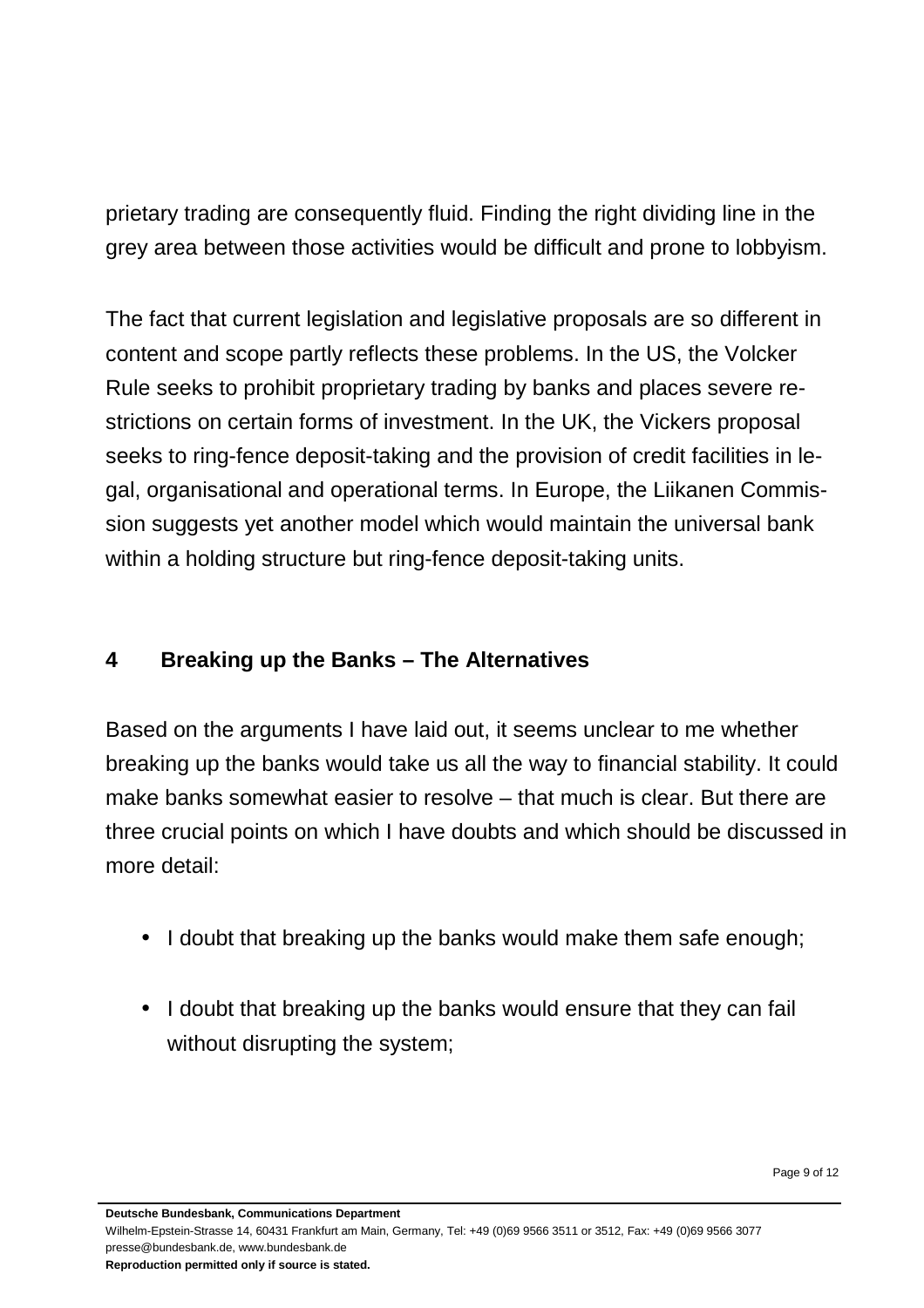prietary trading are consequently fluid. Finding the right dividing line in the grey area between those activities would be difficult and prone to lobbyism.

The fact that current legislation and legislative proposals are so different in content and scope partly reflects these problems. In the US, the Volcker Rule seeks to prohibit proprietary trading by banks and places severe restrictions on certain forms of investment. In the UK, the Vickers proposal seeks to ring-fence deposit-taking and the provision of credit facilities in legal, organisational and operational terms. In Europe, the Liikanen Commission suggests yet another model which would maintain the universal bank within a holding structure but ring-fence deposit-taking units.

## 4 Breaking up the Banks – The Alternatives

Based on the arguments I have laid out, it seems unclear to me whether breaking up the banks would take us all the way to financial stability. It could make banks somewhat easier to resolve – that much is clear. But there are three crucial points on which I have doubts and which should be discussed in more detail:

- I doubt that breaking up the banks would make them safe enough;
- I doubt that breaking up the banks would ensure that they can fail without disrupting the system;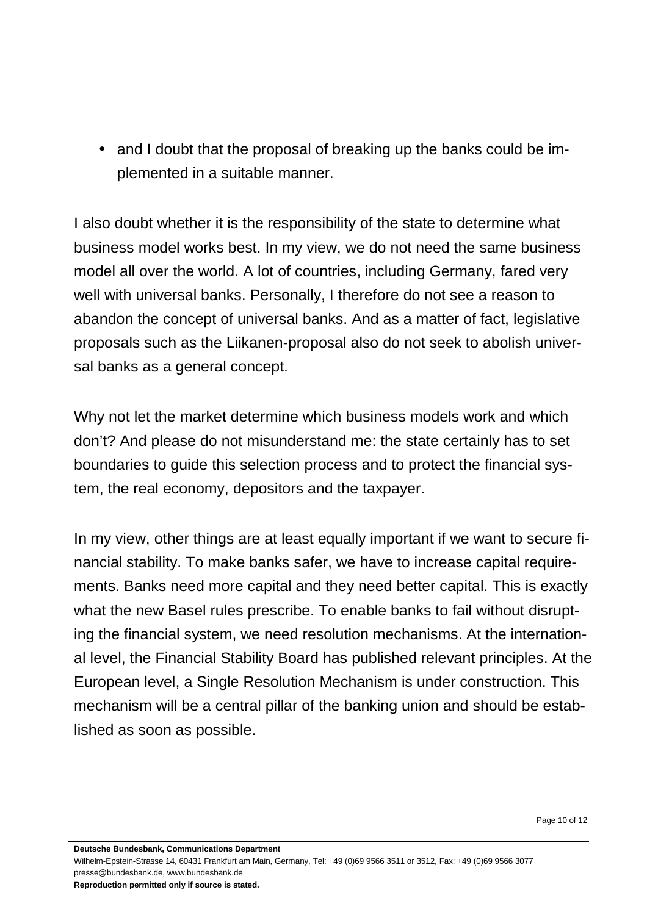- and I doubt that the proposal of breaking up the banks could be implemented in a suitable manner.

I also doubt whether it is the responsibility of the state to determine what business model works best. In my view, we do not need the same business model all over the world. A lot of countries, including Germany, fared very well with universal banks. Personally, I therefore do not see a reason to abandon the concept of universal banks. And as a matter of fact, legislative proposals such as the Liikanen-proposal also do not seek to abolish universal banks as a general concept.

Why not let the market determine which business models work and which don't? And please do not misunderstand me: the state certainly has to set boundaries to guide this selection process and to protect the financial system, the real economy, depositors and the taxpayer.

In my view, other things are at least equally important if we want to secure financial stability. To make banks safer, we have to increase capital requirements. Banks need more capital and they need better capital. This is exactly what the new Basel rules prescribe. To enable banks to fail without disrupting the financial system, we need resolution mechanisms. At the international level, the Financial Stability Board has published relevant principles. At the European level, a Single Resolution Mechanism is under construction. This mechanism will be a central pillar of the banking union and should be established as soon as possible.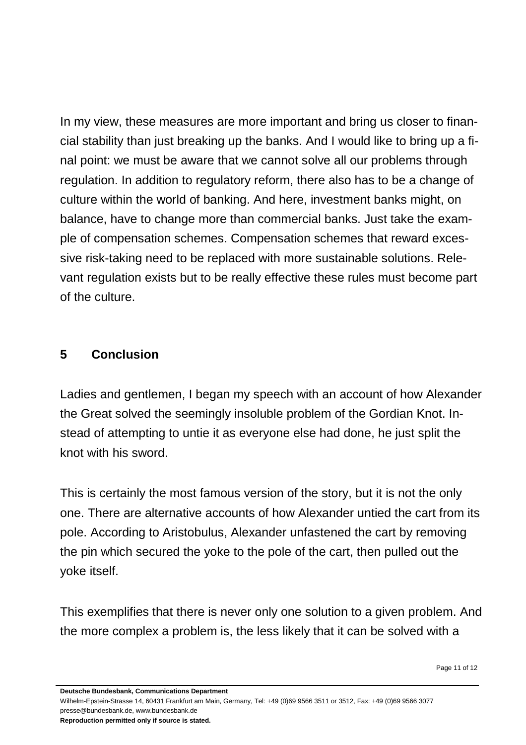In my view, these measures are more important and bring us closer to financial stability than just breaking up the banks. And I would like to bring up a final point: we must be aware that we cannot solve all our problems through regulation. In addition to regulatory reform, there also has to be a change of culture within the world of banking. And here, investment banks might, on balance, have to change more than commercial banks. Just take the example of compensation schemes. Compensation schemes that reward excessive risk-taking need to be replaced with more sustainable solutions. Relevant regulation exists but to be really effective these rules must become part of the culture.

## 5 Conclusion

Ladies and gentlemen, I began my speech with an account of how Alexander the Great solved the seemingly insoluble problem of the Gordian Knot. Instead of attempting to untie it as everyone else had done, he just split the knot with his sword.

This is certainly the most famous version of the story, but it is not the only one. There are alternative accounts of how Alexander untied the cart from its pole. According to Aristobulus, Alexander unfastened the cart by removing the pin which secured the yoke to the pole of the cart, then pulled out the yoke itself.

This exemplifies that there is never only one solution to a given problem. And the more complex a problem is, the less likely that it can be solved with a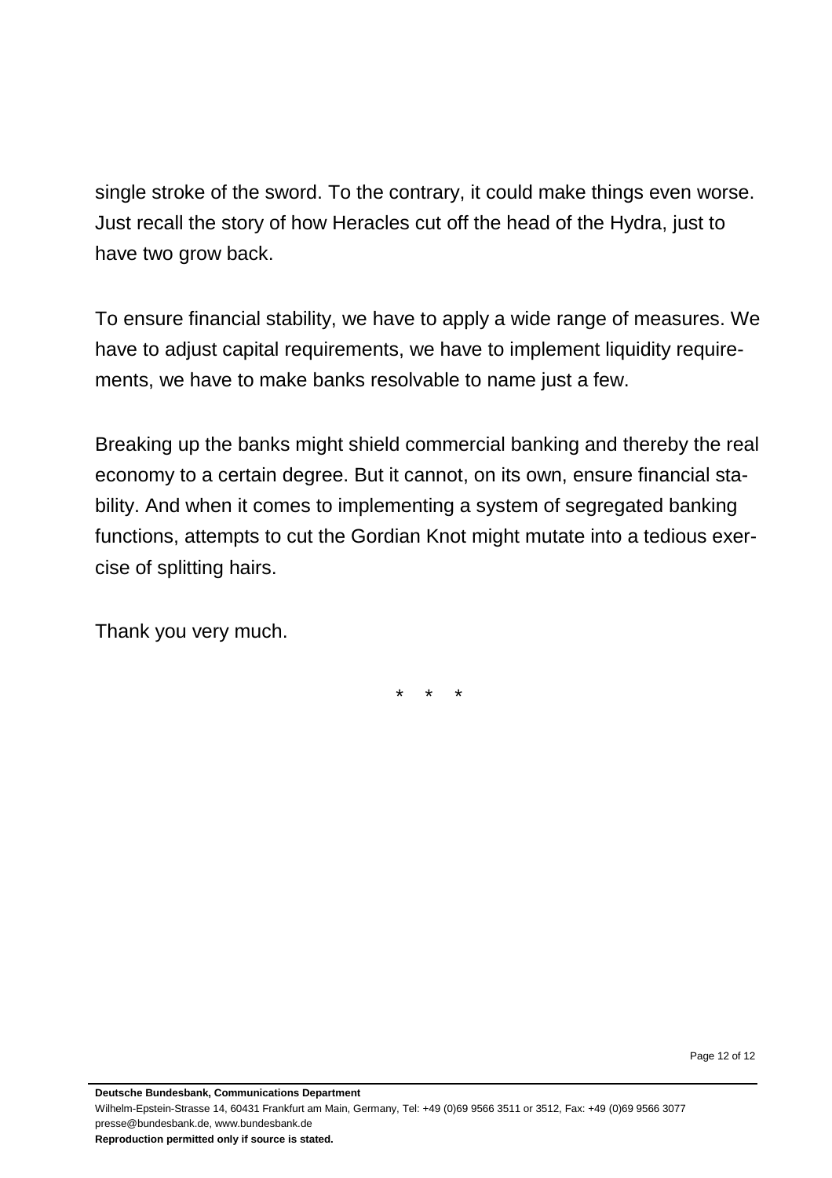single stroke of the sword. To the contrary, it could make things even worse. Just recall the story of how Heracles cut off the head of the Hydra, just to have two grow back.

To ensure financial stability, we have to apply a wide range of measures. We have to adjust capital requirements, we have to implement liquidity requirements, we have to make banks resolvable to name just a few.

Breaking up the banks might shield commercial banking and thereby the real economy to a certain degree. But it cannot, on its own, ensure financial stability. And when it comes to implementing a system of segregated banking functions, attempts to cut the Gordian Knot might mutate into a tedious exercise of splitting hairs.

Thank you very much.

\* \* \*